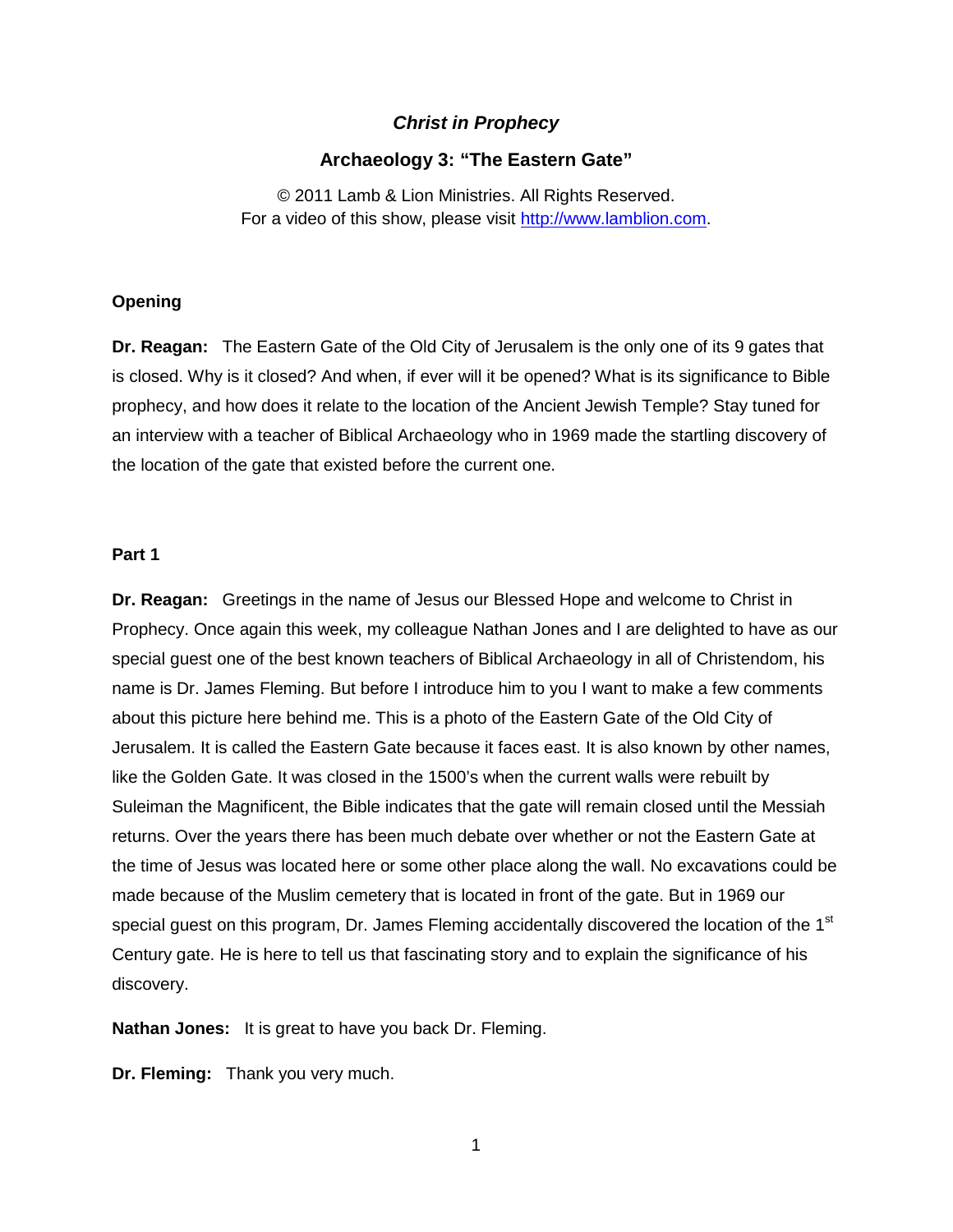# *Christ in Prophecy*

## Archaeology 3: "The Eastern Gate"

© 2011 Lamb & Lion Ministries. All Rights Reserved.
For a video of this show, please visit http://www.lamblion.com.

### Opening

**Dr. Reagan:** The Eastern Gate of the Old City of Jerusalem is the only one of its 9 gates that is closed. Why is it closed? And when, if ever will it be opened? What is its significance to Bible prophecy, and how does it relate to the location of the Ancient Jewish Temple? Stay tuned for an interview with a teacher of Biblical Archaeology who in 1969 made the startling discovery of the location of the gate that existed before the current one.

### Part 1

**Dr. Reagan:** Greetings in the name of Jesus our Blessed Hope and welcome to Christ in Prophecy. Once again this week, my colleague Nathan Jones and I are delighted to have as our special guest one of the best known teachers of Biblical Archaeology in all of Christendom, his name is Dr. James Fleming. But before I introduce him to you I want to make a few comments about this picture here behind me. This is a photo of the Eastern Gate of the Old City of Jerusalem. It is called the Eastern Gate because it faces east. It is also known by other names, like the Golden Gate. It was closed in the 1500's when the current walls were rebuilt by Suleiman the Magnificent, the Bible indicates that the gate will remain closed until the Messiah returns. Over the years there has been much debate over whether or not the Eastern Gate at the time of Jesus was located here or some other place along the wall. No excavations could be made because of the Muslim cemetery that is located in front of the gate. But in 1969 our special guest on this program, Dr. James Fleming accidentally discovered the location of the 1st Century gate. He is here to tell us that fascinating story and to explain the significance of his discovery.

**Nathan Jones:** It is great to have you back Dr. Fleming.

**Dr. Fleming:** Thank you very much.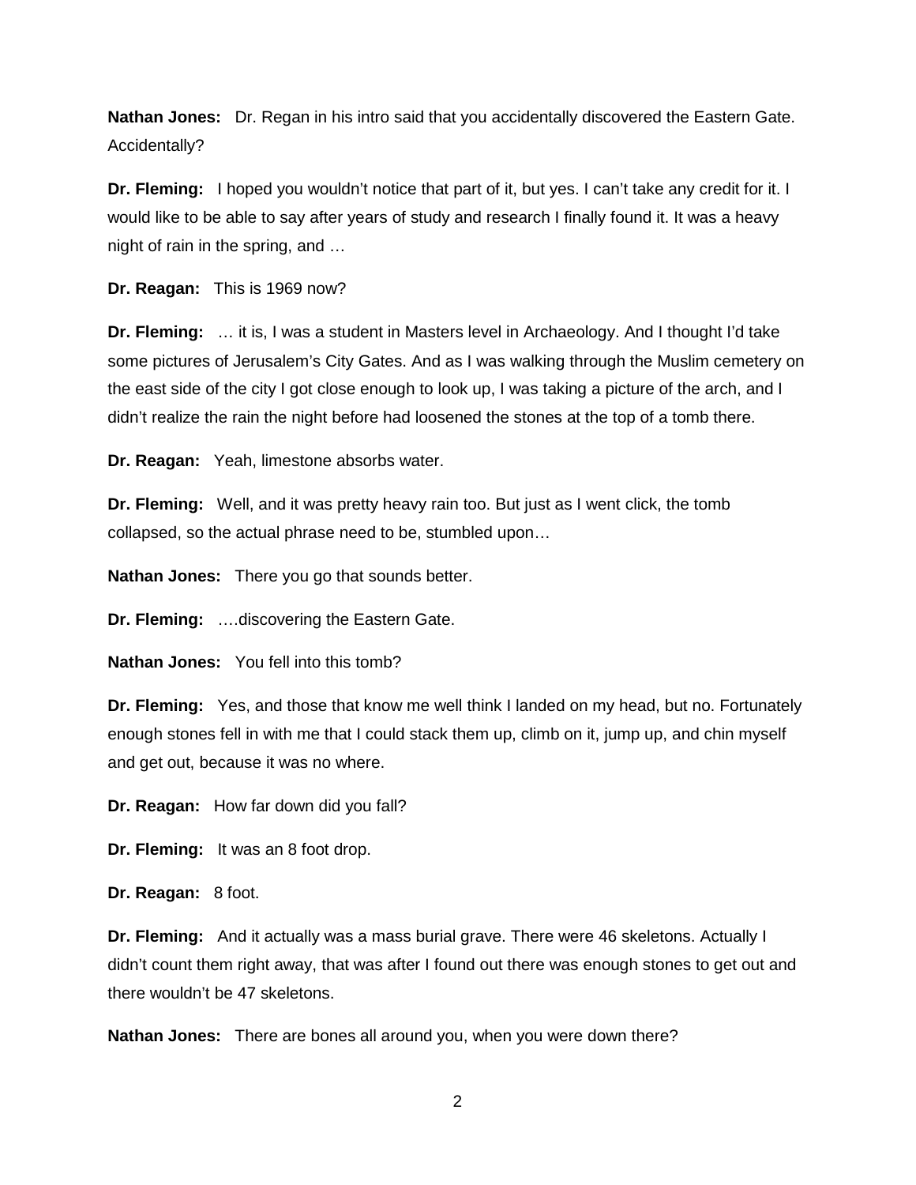**Nathan Jones:** Dr. Regan in his intro said that you accidentally discovered the Eastern Gate. Accidentally?

**Dr. Fleming:** I hoped you wouldn't notice that part of it, but yes. I can't take any credit for it. I would like to be able to say after years of study and research I finally found it. It was a heavy night of rain in the spring, and …

**Dr. Reagan:** This is 1969 now?

**Dr. Fleming:** … it is, I was a student in Masters level in Archaeology. And I thought I'd take some pictures of Jerusalem's City Gates. And as I was walking through the Muslim cemetery on the east side of the city I got close enough to look up, I was taking a picture of the arch, and I didn't realize the rain the night before had loosened the stones at the top of a tomb there.

**Dr. Reagan:** Yeah, limestone absorbs water.

**Dr. Fleming:** Well, and it was pretty heavy rain too. But just as I went click, the tomb collapsed, so the actual phrase need to be, stumbled upon…

**Nathan Jones:** There you go that sounds better.

**Dr. Fleming:** ….discovering the Eastern Gate.

**Nathan Jones:** You fell into this tomb?

**Dr. Fleming:** Yes, and those that know me well think I landed on my head, but no. Fortunately enough stones fell in with me that I could stack them up, climb on it, jump up, and chin myself and get out, because it was no where.

**Dr. Reagan:** How far down did you fall?

**Dr. Fleming:** It was an 8 foot drop.

**Dr. Reagan:** 8 foot.

**Dr. Fleming:** And it actually was a mass burial grave. There were 46 skeletons. Actually I didn't count them right away, that was after I found out there was enough stones to get out and there wouldn't be 47 skeletons.

**Nathan Jones:** There are bones all around you, when you were down there?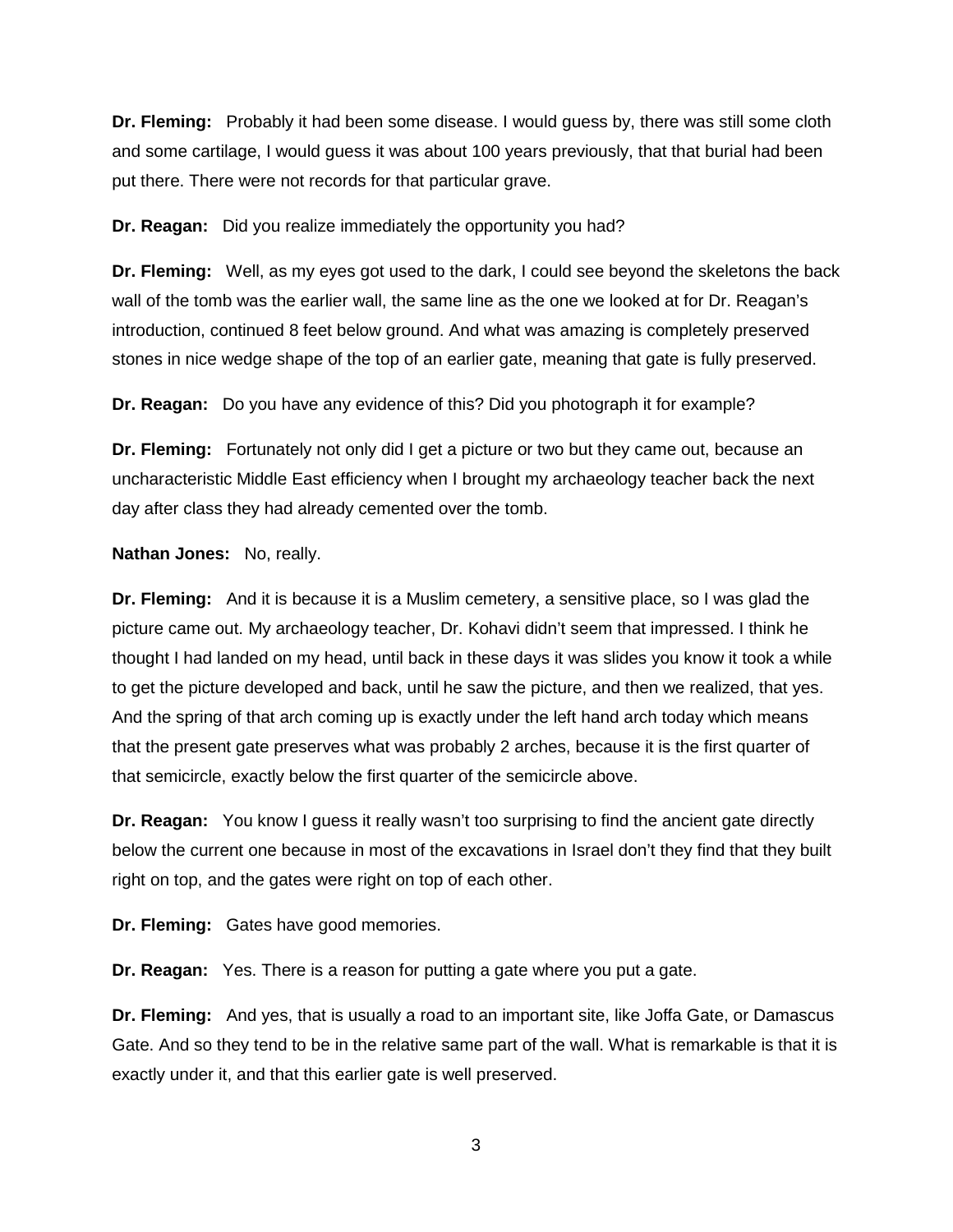**Dr. Fleming:** Probably it had been some disease. I would guess by, there was still some cloth and some cartilage, I would guess it was about 100 years previously, that that burial had been put there. There were not records for that particular grave.

**Dr. Reagan:** Did you realize immediately the opportunity you had?

**Dr. Fleming:** Well, as my eyes got used to the dark, I could see beyond the skeletons the back wall of the tomb was the earlier wall, the same line as the one we looked at for Dr. Reagan's introduction, continued 8 feet below ground. And what was amazing is completely preserved stones in nice wedge shape of the top of an earlier gate, meaning that gate is fully preserved.

**Dr. Reagan:** Do you have any evidence of this? Did you photograph it for example?

**Dr. Fleming:** Fortunately not only did I get a picture or two but they came out, because an uncharacteristic Middle East efficiency when I brought my archaeology teacher back the next day after class they had already cemented over the tomb.

**Nathan Jones:** No, really.

**Dr. Fleming:** And it is because it is a Muslim cemetery, a sensitive place, so I was glad the picture came out. My archaeology teacher, Dr. Kohavi didn't seem that impressed. I think he thought I had landed on my head, until back in these days it was slides you know it took a while to get the picture developed and back, until he saw the picture, and then we realized, that yes. And the spring of that arch coming up is exactly under the left hand arch today which means that the present gate preserves what was probably 2 arches, because it is the first quarter of that semicircle, exactly below the first quarter of the semicircle above.

**Dr. Reagan:** You know I guess it really wasn't too surprising to find the ancient gate directly below the current one because in most of the excavations in Israel don't they find that they built right on top, and the gates were right on top of each other.

**Dr. Fleming:** Gates have good memories.

**Dr. Reagan:** Yes. There is a reason for putting a gate where you put a gate.

**Dr. Fleming:** And yes, that is usually a road to an important site, like Joffa Gate, or Damascus Gate. And so they tend to be in the relative same part of the wall. What is remarkable is that it is exactly under it, and that this earlier gate is well preserved.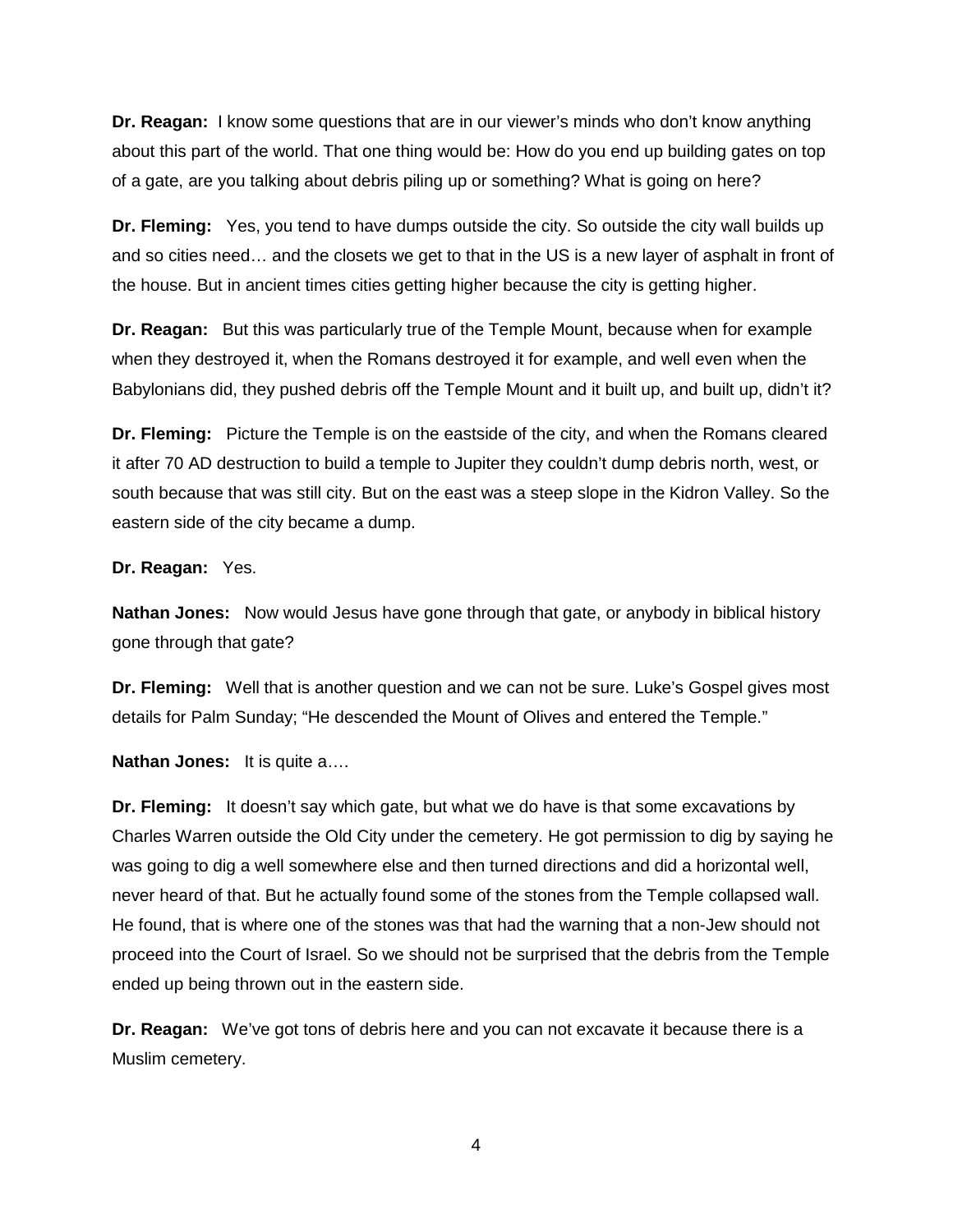**Dr. Reagan:** I know some questions that are in our viewer's minds who don't know anything about this part of the world. That one thing would be: How do you end up building gates on top of a gate, are you talking about debris piling up or something? What is going on here?

**Dr. Fleming:** Yes, you tend to have dumps outside the city. So outside the city wall builds up and so cities need… and the closets we get to that in the US is a new layer of asphalt in front of the house. But in ancient times cities getting higher because the city is getting higher.

**Dr. Reagan:** But this was particularly true of the Temple Mount, because when for example when they destroyed it, when the Romans destroyed it for example, and well even when the Babylonians did, they pushed debris off the Temple Mount and it built up, and built up, didn't it?

**Dr. Fleming:** Picture the Temple is on the eastside of the city, and when the Romans cleared it after 70 AD destruction to build a temple to Jupiter they couldn't dump debris north, west, or south because that was still city. But on the east was a steep slope in the Kidron Valley. So the eastern side of the city became a dump.

**Dr. Reagan:** Yes.

**Nathan Jones:** Now would Jesus have gone through that gate, or anybody in biblical history gone through that gate?

**Dr. Fleming:** Well that is another question and we can not be sure. Luke's Gospel gives most details for Palm Sunday; "He descended the Mount of Olives and entered the Temple."

**Nathan Jones:** It is quite a….

**Dr. Fleming:** It doesn't say which gate, but what we do have is that some excavations by Charles Warren outside the Old City under the cemetery. He got permission to dig by saying he was going to dig a well somewhere else and then turned directions and did a horizontal well, never heard of that. But he actually found some of the stones from the Temple collapsed wall. He found, that is where one of the stones was that had the warning that a non-Jew should not proceed into the Court of Israel. So we should not be surprised that the debris from the Temple ended up being thrown out in the eastern side.

**Dr. Reagan:** We've got tons of debris here and you can not excavate it because there is a Muslim cemetery.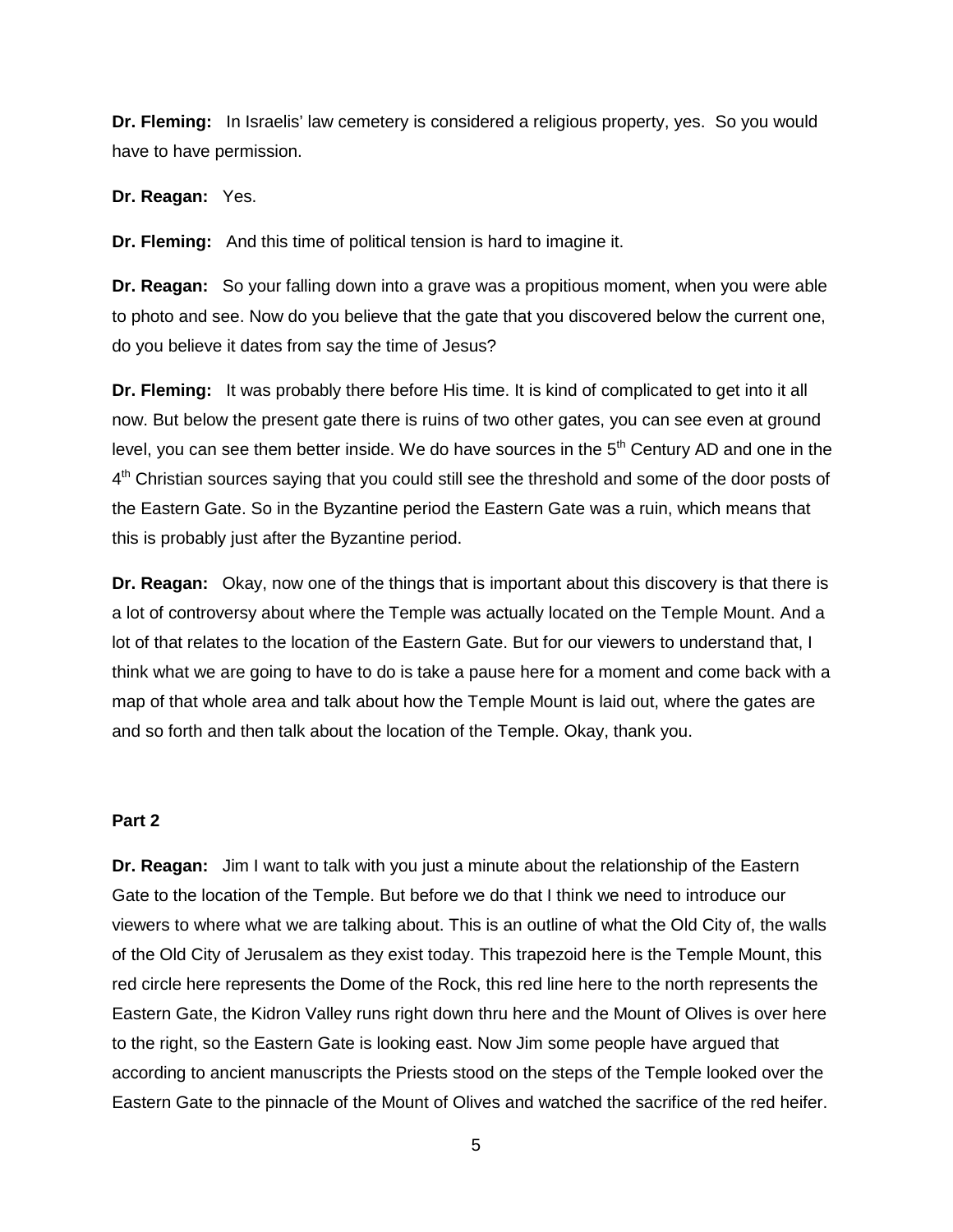**Dr. Fleming:** In Israelis' law cemetery is considered a religious property, yes. So you would have to have permission.

**Dr. Reagan:** Yes.

**Dr. Fleming:** And this time of political tension is hard to imagine it.

**Dr. Reagan:** So your falling down into a grave was a propitious moment, when you were able to photo and see. Now do you believe that the gate that you discovered below the current one, do you believe it dates from say the time of Jesus?

**Dr. Fleming:** It was probably there before His time. It is kind of complicated to get into it all now. But below the present gate there is ruins of two other gates, you can see even at ground level, you can see them better inside. We do have sources in the 5th Century AD and one in the 4th Christian sources saying that you could still see the threshold and some of the door posts of the Eastern Gate. So in the Byzantine period the Eastern Gate was a ruin, which means that this is probably just after the Byzantine period.

**Dr. Reagan:** Okay, now one of the things that is important about this discovery is that there is a lot of controversy about where the Temple was actually located on the Temple Mount. And a lot of that relates to the location of the Eastern Gate. But for our viewers to understand that, I think what we are going to have to do is take a pause here for a moment and come back with a map of that whole area and talk about how the Temple Mount is laid out, where the gates are and so forth and then talk about the location of the Temple. Okay, thank you.

**Part 2**

**Dr. Reagan:** Jim I want to talk with you just a minute about the relationship of the Eastern Gate to the location of the Temple. But before we do that I think we need to introduce our viewers to where what we are talking about. This is an outline of what the Old City of, the walls of the Old City of Jerusalem as they exist today. This trapezoid here is the Temple Mount, this red circle here represents the Dome of the Rock, this red line here to the north represents the Eastern Gate, the Kidron Valley runs right down thru here and the Mount of Olives is over here to the right, so the Eastern Gate is looking east. Now Jim some people have argued that according to ancient manuscripts the Priests stood on the steps of the Temple looked over the Eastern Gate to the pinnacle of the Mount of Olives and watched the sacrifice of the red heifer.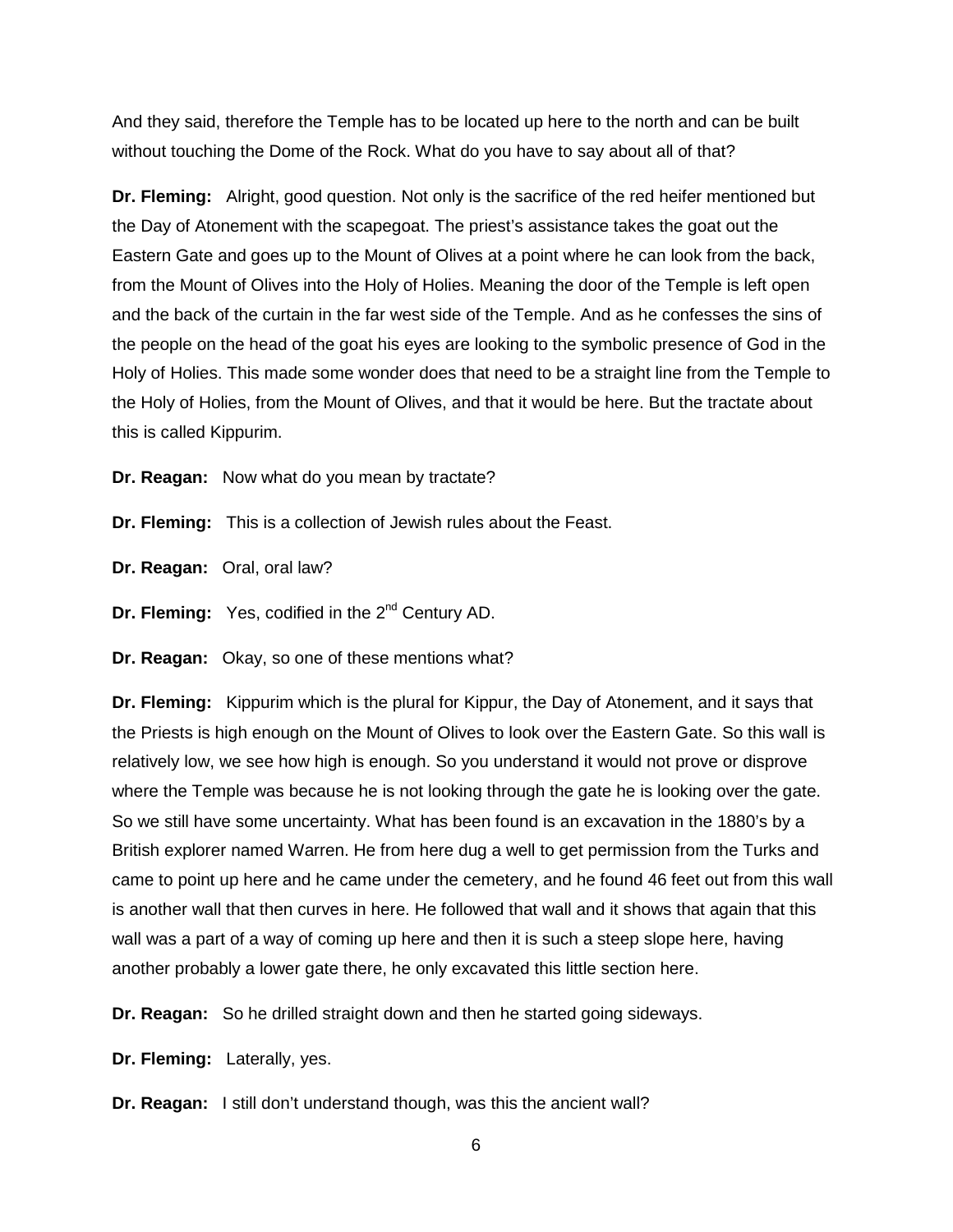And they said, therefore the Temple has to be located up here to the north and can be built without touching the Dome of the Rock. What do you have to say about all of that?

**Dr. Fleming:** Alright, good question. Not only is the sacrifice of the red heifer mentioned but the Day of Atonement with the scapegoat. The priest's assistance takes the goat out the Eastern Gate and goes up to the Mount of Olives at a point where he can look from the back, from the Mount of Olives into the Holy of Holies. Meaning the door of the Temple is left open and the back of the curtain in the far west side of the Temple. And as he confesses the sins of the people on the head of the goat his eyes are looking to the symbolic presence of God in the Holy of Holies. This made some wonder does that need to be a straight line from the Temple to the Holy of Holies, from the Mount of Olives, and that it would be here. But the tractate about this is called Kippurim.

**Dr. Reagan:** Now what do you mean by tractate?

**Dr. Fleming:** This is a collection of Jewish rules about the Feast.

**Dr. Reagan:** Oral, oral law?

**Dr. Fleming:** Yes, codified in the 2nd Century AD.

**Dr. Reagan:** Okay, so one of these mentions what?

**Dr. Fleming:** Kippurim which is the plural for Kippur, the Day of Atonement, and it says that the Priests is high enough on the Mount of Olives to look over the Eastern Gate. So this wall is relatively low, we see how high is enough. So you understand it would not prove or disprove where the Temple was because he is not looking through the gate he is looking over the gate. So we still have some uncertainty. What has been found is an excavation in the 1880's by a British explorer named Warren. He from here dug a well to get permission from the Turks and came to point up here and he came under the cemetery, and he found 46 feet out from this wall is another wall that then curves in here. He followed that wall and it shows that again that this wall was a part of a way of coming up here and then it is such a steep slope here, having another probably a lower gate there, he only excavated this little section here.

**Dr. Reagan:** So he drilled straight down and then he started going sideways.

**Dr. Fleming:** Laterally, yes.

**Dr. Reagan:** I still don't understand though, was this the ancient wall?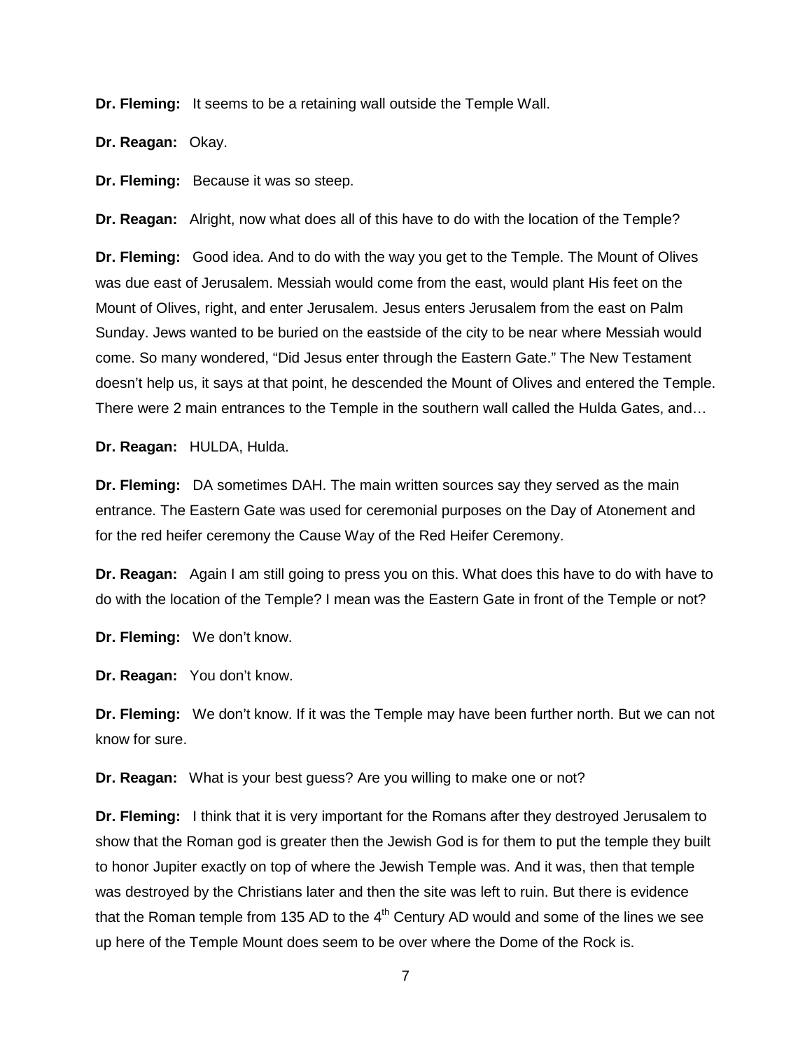**Dr. Fleming:** It seems to be a retaining wall outside the Temple Wall.

**Dr. Reagan:** Okay.

**Dr. Fleming:** Because it was so steep.

**Dr. Reagan:** Alright, now what does all of this have to do with the location of the Temple?

**Dr. Fleming:** Good idea. And to do with the way you get to the Temple. The Mount of Olives was due east of Jerusalem. Messiah would come from the east, would plant His feet on the Mount of Olives, right, and enter Jerusalem. Jesus enters Jerusalem from the east on Palm Sunday. Jews wanted to be buried on the eastside of the city to be near where Messiah would come. So many wondered, "Did Jesus enter through the Eastern Gate." The New Testament doesn't help us, it says at that point, he descended the Mount of Olives and entered the Temple. There were 2 main entrances to the Temple in the southern wall called the Hulda Gates, and…

**Dr. Reagan:** HULDA, Hulda.

**Dr. Fleming:** DA sometimes DAH. The main written sources say they served as the main entrance. The Eastern Gate was used for ceremonial purposes on the Day of Atonement and for the red heifer ceremony the Cause Way of the Red Heifer Ceremony.

**Dr. Reagan:** Again I am still going to press you on this. What does this have to do with have to do with the location of the Temple? I mean was the Eastern Gate in front of the Temple or not?

**Dr. Fleming:** We don't know.

**Dr. Reagan:** You don't know.

**Dr. Fleming:** We don't know. If it was the Temple may have been further north. But we can not know for sure.

**Dr. Reagan:** What is your best guess? Are you willing to make one or not?

**Dr. Fleming:** I think that it is very important for the Romans after they destroyed Jerusalem to show that the Roman god is greater then the Jewish God is for them to put the temple they built to honor Jupiter exactly on top of where the Jewish Temple was. And it was, then that temple was destroyed by the Christians later and then the site was left to ruin. But there is evidence that the Roman temple from 135 AD to the 4th Century AD would and some of the lines we see up here of the Temple Mount does seem to be over where the Dome of the Rock is.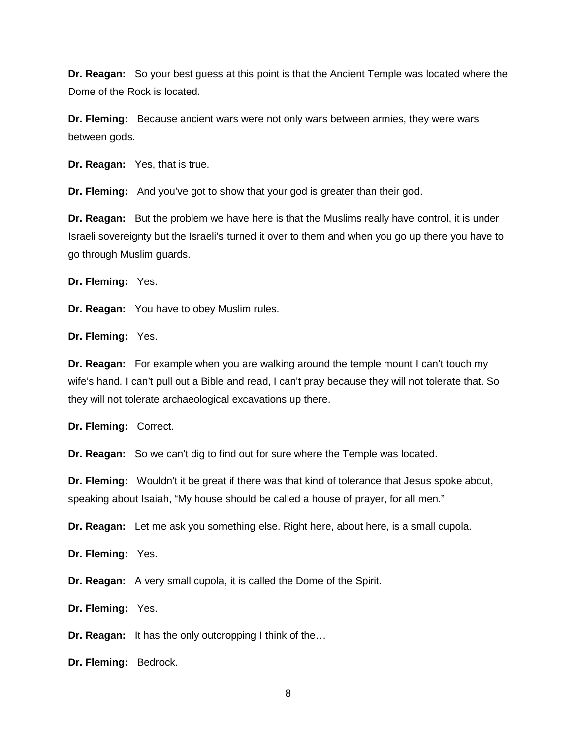**Dr. Reagan:** So your best guess at this point is that the Ancient Temple was located where the Dome of the Rock is located.

**Dr. Fleming:** Because ancient wars were not only wars between armies, they were wars between gods.

**Dr. Reagan:** Yes, that is true.

**Dr. Fleming:** And you've got to show that your god is greater than their god.

**Dr. Reagan:** But the problem we have here is that the Muslims really have control, it is under Israeli sovereignty but the Israeli's turned it over to them and when you go up there you have to go through Muslim guards.

**Dr. Fleming:** Yes.

**Dr. Reagan:** You have to obey Muslim rules.

**Dr. Fleming:** Yes.

**Dr. Reagan:** For example when you are walking around the temple mount I can't touch my wife's hand. I can't pull out a Bible and read, I can't pray because they will not tolerate that. So they will not tolerate archaeological excavations up there.

**Dr. Fleming:** Correct.

**Dr. Reagan:** So we can't dig to find out for sure where the Temple was located.

**Dr. Fleming:** Wouldn't it be great if there was that kind of tolerance that Jesus spoke about, speaking about Isaiah, "My house should be called a house of prayer, for all men."

**Dr. Reagan:** Let me ask you something else. Right here, about here, is a small cupola.

**Dr. Fleming:** Yes.

**Dr. Reagan:** A very small cupola, it is called the Dome of the Spirit.

**Dr. Fleming:** Yes.

**Dr. Reagan:** It has the only outcropping I think of the…

**Dr. Fleming:** Bedrock.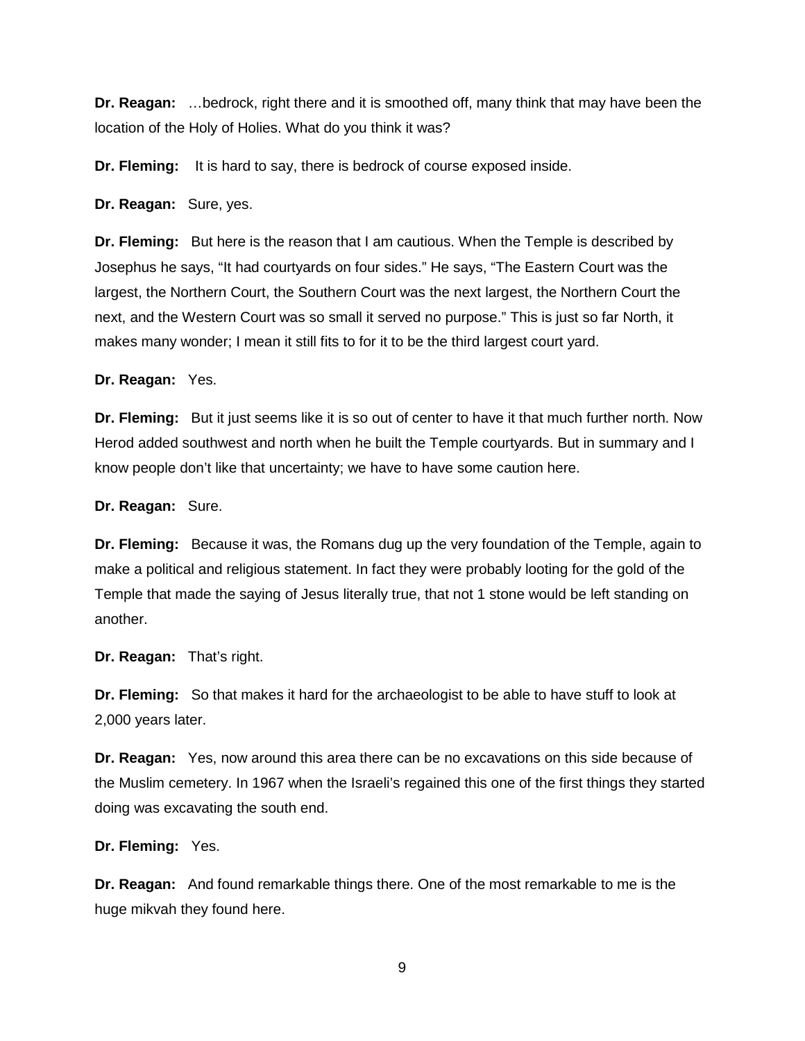**Dr. Reagan:** …bedrock, right there and it is smoothed off, many think that may have been the location of the Holy of Holies. What do you think it was?

**Dr. Fleming:** It is hard to say, there is bedrock of course exposed inside.

**Dr. Reagan:** Sure, yes.

**Dr. Fleming:** But here is the reason that I am cautious. When the Temple is described by Josephus he says, "It had courtyards on four sides." He says, "The Eastern Court was the largest, the Northern Court, the Southern Court was the next largest, the Northern Court the next, and the Western Court was so small it served no purpose." This is just so far North, it makes many wonder; I mean it still fits to for it to be the third largest court yard.

**Dr. Reagan:** Yes.

**Dr. Fleming:** But it just seems like it is so out of center to have it that much further north. Now Herod added southwest and north when he built the Temple courtyards. But in summary and I know people don't like that uncertainty; we have to have some caution here.

**Dr. Reagan:** Sure.

**Dr. Fleming:** Because it was, the Romans dug up the very foundation of the Temple, again to make a political and religious statement. In fact they were probably looting for the gold of the Temple that made the saying of Jesus literally true, that not 1 stone would be left standing on another.

**Dr. Reagan:** That's right.

**Dr. Fleming:** So that makes it hard for the archaeologist to be able to have stuff to look at 2,000 years later.

**Dr. Reagan:** Yes, now around this area there can be no excavations on this side because of the Muslim cemetery. In 1967 when the Israeli's regained this one of the first things they started doing was excavating the south end.

**Dr. Fleming:** Yes.

**Dr. Reagan:** And found remarkable things there. One of the most remarkable to me is the huge mikvah they found here.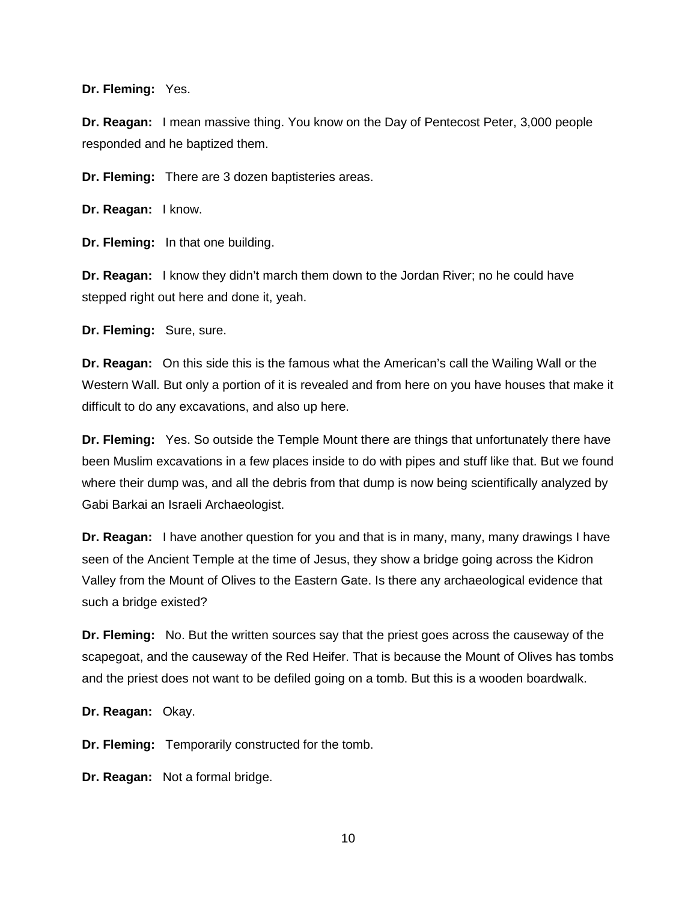**Dr. Fleming:** Yes.

**Dr. Reagan:** I mean massive thing. You know on the Day of Pentecost Peter, 3,000 people responded and he baptized them.

**Dr. Fleming:** There are 3 dozen baptisteries areas.

**Dr. Reagan:** I know.

**Dr. Fleming:** In that one building.

**Dr. Reagan:** I know they didn't march them down to the Jordan River; no he could have stepped right out here and done it, yeah.

**Dr. Fleming:** Sure, sure.

**Dr. Reagan:** On this side this is the famous what the American's call the Wailing Wall or the Western Wall. But only a portion of it is revealed and from here on you have houses that make it difficult to do any excavations, and also up here.

**Dr. Fleming:** Yes. So outside the Temple Mount there are things that unfortunately there have been Muslim excavations in a few places inside to do with pipes and stuff like that. But we found where their dump was, and all the debris from that dump is now being scientifically analyzed by Gabi Barkai an Israeli Archaeologist.

**Dr. Reagan:** I have another question for you and that is in many, many, many drawings I have seen of the Ancient Temple at the time of Jesus, they show a bridge going across the Kidron Valley from the Mount of Olives to the Eastern Gate. Is there any archaeological evidence that such a bridge existed?

**Dr. Fleming:** No. But the written sources say that the priest goes across the causeway of the scapegoat, and the causeway of the Red Heifer. That is because the Mount of Olives has tombs and the priest does not want to be defiled going on a tomb. But this is a wooden boardwalk.

**Dr. Reagan:** Okay.

**Dr. Fleming:** Temporarily constructed for the tomb.

**Dr. Reagan:** Not a formal bridge.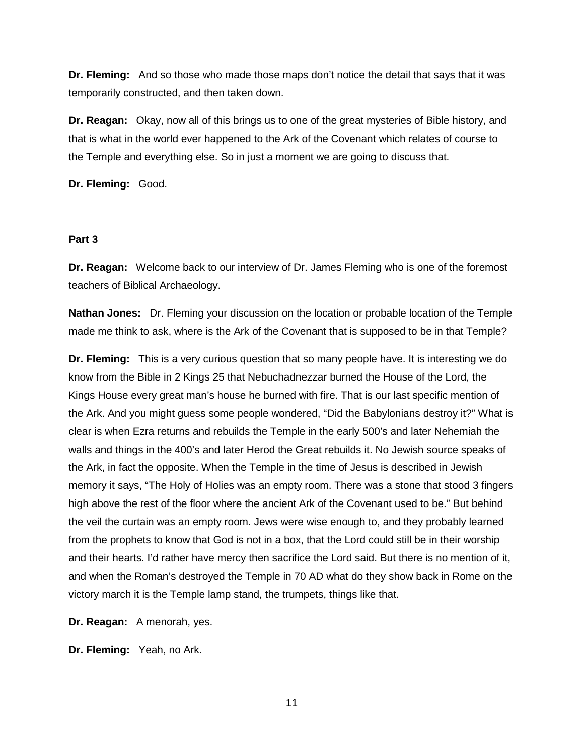**Dr. Fleming:** And so those who made those maps don't notice the detail that says that it was temporarily constructed, and then taken down.

**Dr. Reagan:** Okay, now all of this brings us to one of the great mysteries of Bible history, and that is what in the world ever happened to the Ark of the Covenant which relates of course to the Temple and everything else. So in just a moment we are going to discuss that.

**Dr. Fleming:** Good.

**Part 3**

**Dr. Reagan:** Welcome back to our interview of Dr. James Fleming who is one of the foremost teachers of Biblical Archaeology.

**Nathan Jones:** Dr. Fleming your discussion on the location or probable location of the Temple made me think to ask, where is the Ark of the Covenant that is supposed to be in that Temple?

**Dr. Fleming:** This is a very curious question that so many people have. It is interesting we do know from the Bible in 2 Kings 25 that Nebuchadnezzar burned the House of the Lord, the Kings House every great man's house he burned with fire. That is our last specific mention of the Ark. And you might guess some people wondered, "Did the Babylonians destroy it?" What is clear is when Ezra returns and rebuilds the Temple in the early 500's and later Nehemiah the walls and things in the 400's and later Herod the Great rebuilds it. No Jewish source speaks of the Ark, in fact the opposite. When the Temple in the time of Jesus is described in Jewish memory it says, "The Holy of Holies was an empty room. There was a stone that stood 3 fingers high above the rest of the floor where the ancient Ark of the Covenant used to be." But behind the veil the curtain was an empty room. Jews were wise enough to, and they probably learned from the prophets to know that God is not in a box, that the Lord could still be in their worship and their hearts. I'd rather have mercy then sacrifice the Lord said. But there is no mention of it, and when the Roman's destroyed the Temple in 70 AD what do they show back in Rome on the victory march it is the Temple lamp stand, the trumpets, things like that.

**Dr. Reagan:** A menorah, yes.

**Dr. Fleming:** Yeah, no Ark.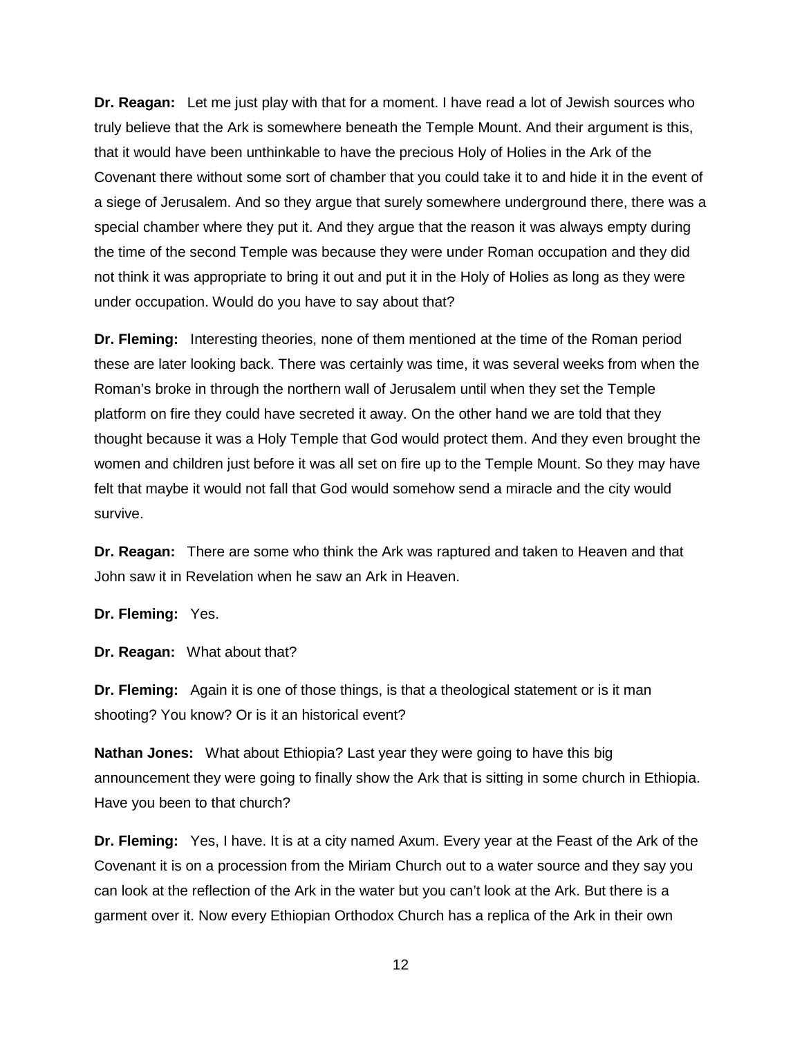**Dr. Reagan:** Let me just play with that for a moment. I have read a lot of Jewish sources who truly believe that the Ark is somewhere beneath the Temple Mount. And their argument is this, that it would have been unthinkable to have the precious Holy of Holies in the Ark of the Covenant there without some sort of chamber that you could take it to and hide it in the event of a siege of Jerusalem. And so they argue that surely somewhere underground there, there was a special chamber where they put it. And they argue that the reason it was always empty during the time of the second Temple was because they were under Roman occupation and they did not think it was appropriate to bring it out and put it in the Holy of Holies as long as they were under occupation. Would do you have to say about that?

**Dr. Fleming:** Interesting theories, none of them mentioned at the time of the Roman period these are later looking back. There was certainly was time, it was several weeks from when the Roman's broke in through the northern wall of Jerusalem until when they set the Temple platform on fire they could have secreted it away. On the other hand we are told that they thought because it was a Holy Temple that God would protect them. And they even brought the women and children just before it was all set on fire up to the Temple Mount. So they may have felt that maybe it would not fall that God would somehow send a miracle and the city would survive.

**Dr. Reagan:** There are some who think the Ark was raptured and taken to Heaven and that John saw it in Revelation when he saw an Ark in Heaven.

**Dr. Fleming:** Yes.

**Dr. Reagan:** What about that?

**Dr. Fleming:** Again it is one of those things, is that a theological statement or is it man shooting? You know? Or is it an historical event?

**Nathan Jones:** What about Ethiopia? Last year they were going to have this big announcement they were going to finally show the Ark that is sitting in some church in Ethiopia. Have you been to that church?

**Dr. Fleming:** Yes, I have. It is at a city named Axum. Every year at the Feast of the Ark of the Covenant it is on a procession from the Miriam Church out to a water source and they say you can look at the reflection of the Ark in the water but you can't look at the Ark. But there is a garment over it. Now every Ethiopian Orthodox Church has a replica of the Ark in their own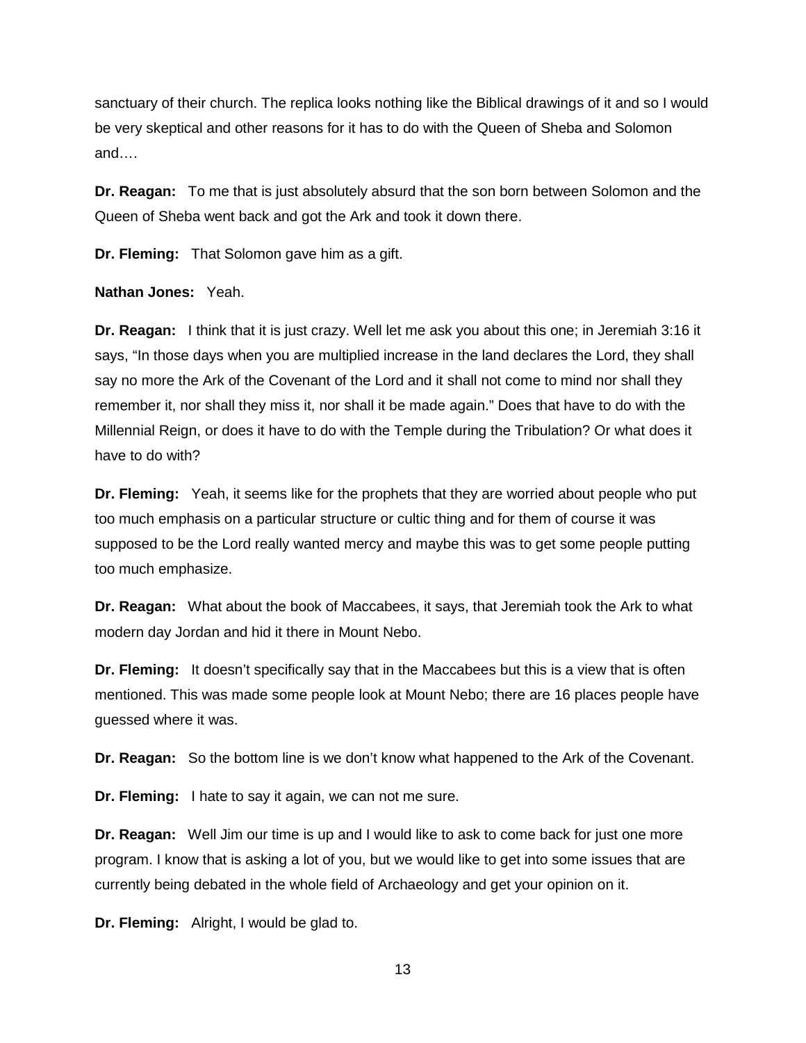sanctuary of their church. The replica looks nothing like the Biblical drawings of it and so I would be very skeptical and other reasons for it has to do with the Queen of Sheba and Solomon and….

**Dr. Reagan:** To me that is just absolutely absurd that the son born between Solomon and the Queen of Sheba went back and got the Ark and took it down there.

**Dr. Fleming:** That Solomon gave him as a gift.

**Nathan Jones:** Yeah.

**Dr. Reagan:** I think that it is just crazy. Well let me ask you about this one; in Jeremiah 3:16 it says, "In those days when you are multiplied increase in the land declares the Lord, they shall say no more the Ark of the Covenant of the Lord and it shall not come to mind nor shall they remember it, nor shall they miss it, nor shall it be made again." Does that have to do with the Millennial Reign, or does it have to do with the Temple during the Tribulation? Or what does it have to do with?

**Dr. Fleming:** Yeah, it seems like for the prophets that they are worried about people who put too much emphasis on a particular structure or cultic thing and for them of course it was supposed to be the Lord really wanted mercy and maybe this was to get some people putting too much emphasize.

**Dr. Reagan:** What about the book of Maccabees, it says, that Jeremiah took the Ark to what modern day Jordan and hid it there in Mount Nebo.

**Dr. Fleming:** It doesn't specifically say that in the Maccabees but this is a view that is often mentioned. This was made some people look at Mount Nebo; there are 16 places people have guessed where it was.

**Dr. Reagan:** So the bottom line is we don't know what happened to the Ark of the Covenant.

**Dr. Fleming:** I hate to say it again, we can not me sure.

**Dr. Reagan:** Well Jim our time is up and I would like to ask to come back for just one more program. I know that is asking a lot of you, but we would like to get into some issues that are currently being debated in the whole field of Archaeology and get your opinion on it.

**Dr. Fleming:** Alright, I would be glad to.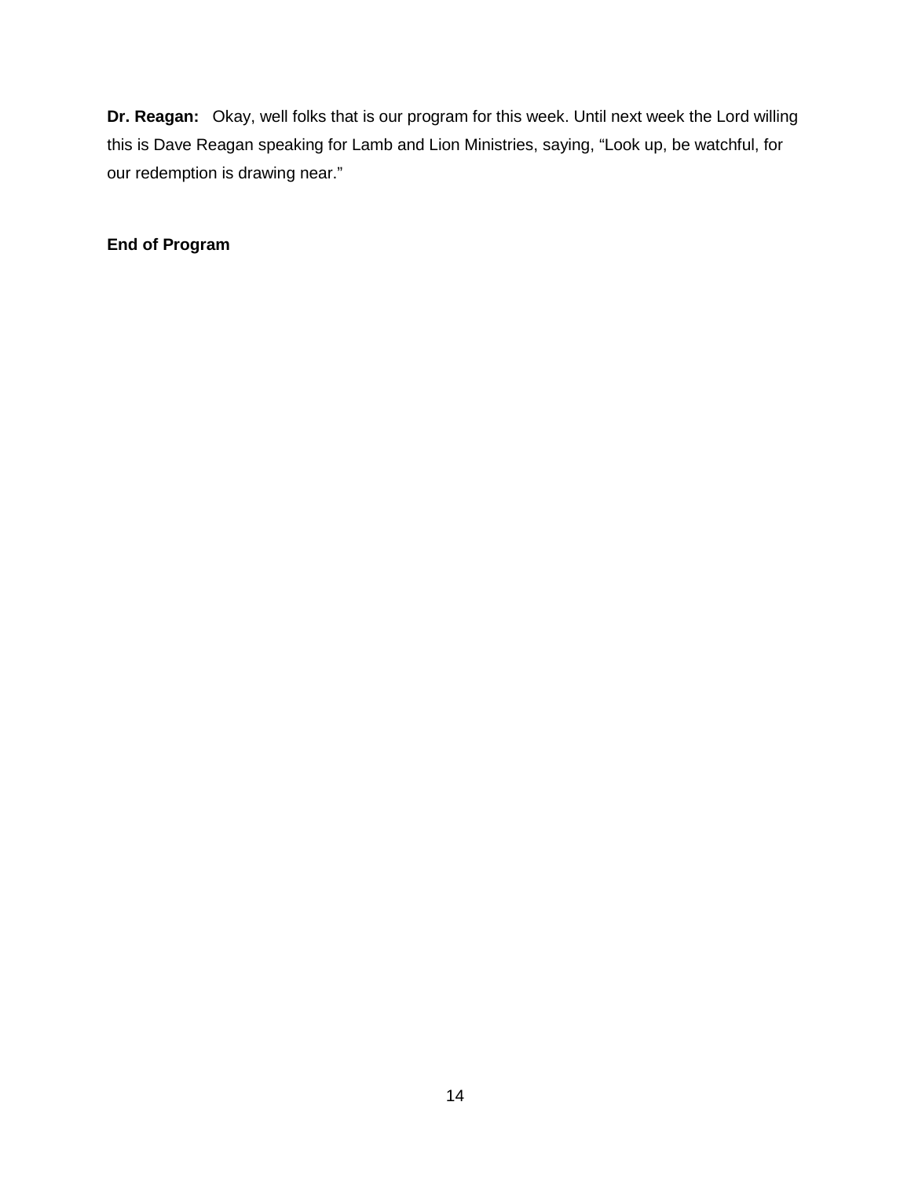**Dr. Reagan:** Okay, well folks that is our program for this week. Until next week the Lord willing this is Dave Reagan speaking for Lamb and Lion Ministries, saying, “Look up, be watchful, for our redemption is drawing near.”

**End of Program**